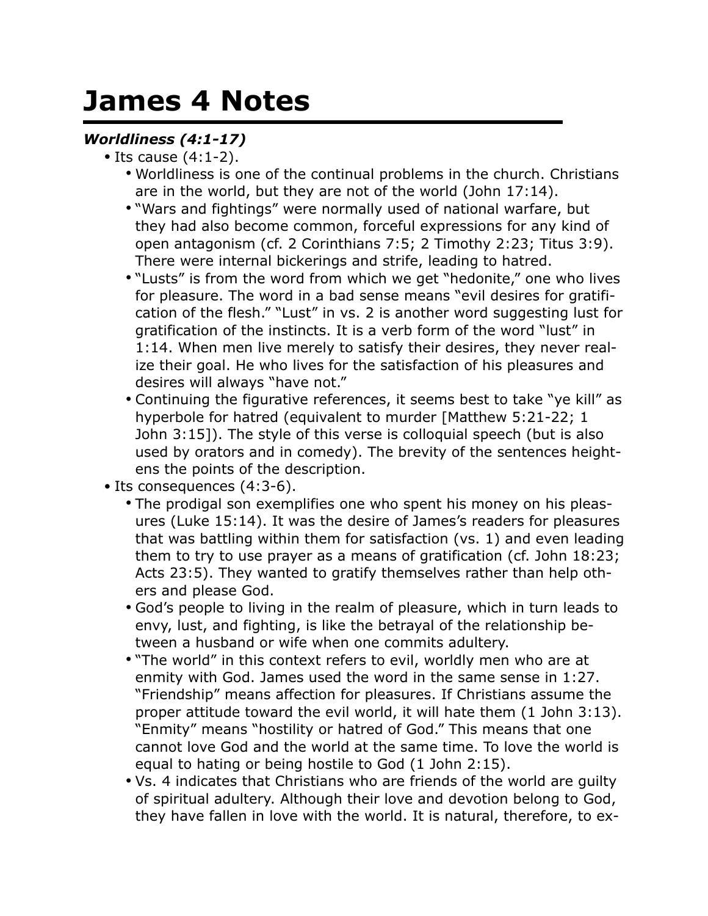# James 4 Notes

***Worldliness (4:1-17)***

- Its cause (4:1-2).
  - Worldliness is one of the continual problems in the church. Christians are in the world, but they are not of the world (John 17:14).
  - "Wars and fightings" were normally used of national warfare, but they had also become common, forceful expressions for any kind of open antagonism (cf. 2 Corinthians 7:5; 2 Timothy 2:23; Titus 3:9). There were internal bickerings and strife, leading to hatred.
  - "Lusts" is from the word from which we get "hedonite," one who lives for pleasure. The word in a bad sense means "evil desires for gratification of the flesh." "Lust" in vs. 2 is another word suggesting lust for gratification of the instincts. It is a verb form of the word "lust" in 1:14. When men live merely to satisfy their desires, they never realize their goal. He who lives for the satisfaction of his pleasures and desires will always "have not."
  - Continuing the figurative references, it seems best to take "ye kill" as hyperbole for hatred (equivalent to murder [Matthew 5:21-22; 1 John 3:15]). The style of this verse is colloquial speech (but is also used by orators and in comedy). The brevity of the sentences heightens the points of the description.
- Its consequences (4:3-6).
  - The prodigal son exemplifies one who spent his money on his pleasures (Luke 15:14). It was the desire of James's readers for pleasures that was battling within them for satisfaction (vs. 1) and even leading them to try to use prayer as a means of gratification (cf. John 18:23; Acts 23:5). They wanted to gratify themselves rather than help others and please God.
  - God's people to living in the realm of pleasure, which in turn leads to envy, lust, and fighting, is like the betrayal of the relationship between a husband or wife when one commits adultery.
  - "The world" in this context refers to evil, worldly men who are at enmity with God. James used the word in the same sense in 1:27. "Friendship" means affection for pleasures. If Christians assume the proper attitude toward the evil world, it will hate them (1 John 3:13). "Enmity" means "hostility or hatred of God." This means that one cannot love God and the world at the same time. To love the world is equal to hating or being hostile to God (1 John 2:15).
  - Vs. 4 indicates that Christians who are friends of the world are guilty of spiritual adultery. Although their love and devotion belong to God, they have fallen in love with the world. It is natural, therefore, to ex-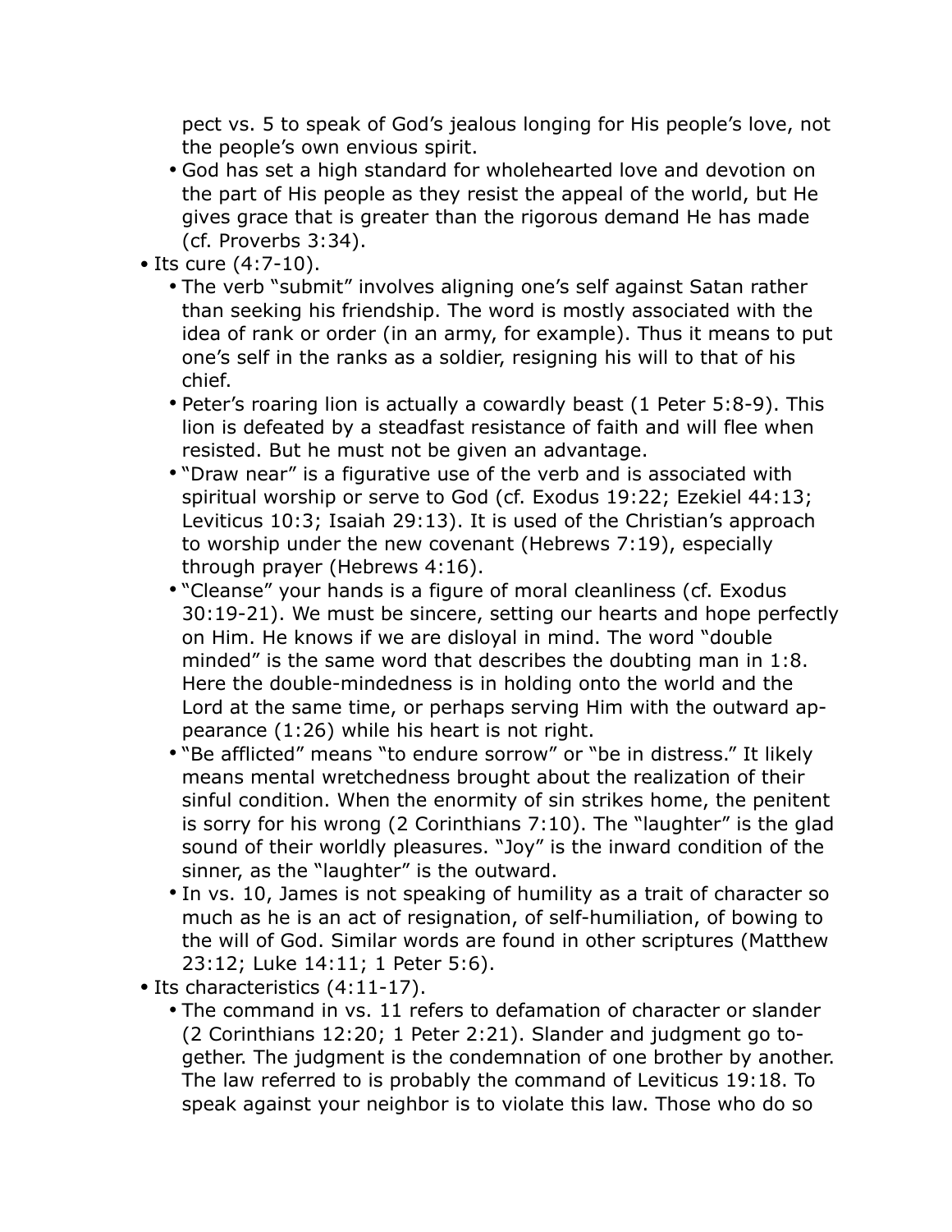pect vs. 5 to speak of God's jealous longing for His people's love, not the people's own envious spirit.

  - God has set a high standard for wholehearted love and devotion on the part of His people as they resist the appeal of the world, but He gives grace that is greater than the rigorous demand He has made (cf. Proverbs 3:34).
- Its cure (4:7-10).
  - The verb "submit" involves aligning one's self against Satan rather than seeking his friendship. The word is mostly associated with the idea of rank or order (in an army, for example). Thus it means to put one's self in the ranks as a soldier, resigning his will to that of his chief.
  - Peter's roaring lion is actually a cowardly beast (1 Peter 5:8-9). This lion is defeated by a steadfast resistance of faith and will flee when resisted. But he must not be given an advantage.
  - "Draw near" is a figurative use of the verb and is associated with spiritual worship or serve to God (cf. Exodus 19:22; Ezekiel 44:13; Leviticus 10:3; Isaiah 29:13). It is used of the Christian's approach to worship under the new covenant (Hebrews 7:19), especially through prayer (Hebrews 4:16).
  - "Cleanse" your hands is a figure of moral cleanliness (cf. Exodus 30:19-21). We must be sincere, setting our hearts and hope perfectly on Him. He knows if we are disloyal in mind. The word "double minded" is the same word that describes the doubting man in 1:8. Here the double-mindedness is in holding onto the world and the Lord at the same time, or perhaps serving Him with the outward appearance (1:26) while his heart is not right.
  - "Be afflicted" means "to endure sorrow" or "be in distress." It likely means mental wretchedness brought about the realization of their sinful condition. When the enormity of sin strikes home, the penitent is sorry for his wrong (2 Corinthians 7:10). The "laughter" is the glad sound of their worldly pleasures. "Joy" is the inward condition of the sinner, as the "laughter" is the outward.
  - In vs. 10, James is not speaking of humility as a trait of character so much as he is an act of resignation, of self-humiliation, of bowing to the will of God. Similar words are found in other scriptures (Matthew 23:12; Luke 14:11; 1 Peter 5:6).
- Its characteristics (4:11-17).
  - The command in vs. 11 refers to defamation of character or slander (2 Corinthians 12:20; 1 Peter 2:21). Slander and judgment go together. The judgment is the condemnation of one brother by another. The law referred to is probably the command of Leviticus 19:18. To speak against your neighbor is to violate this law. Those who do so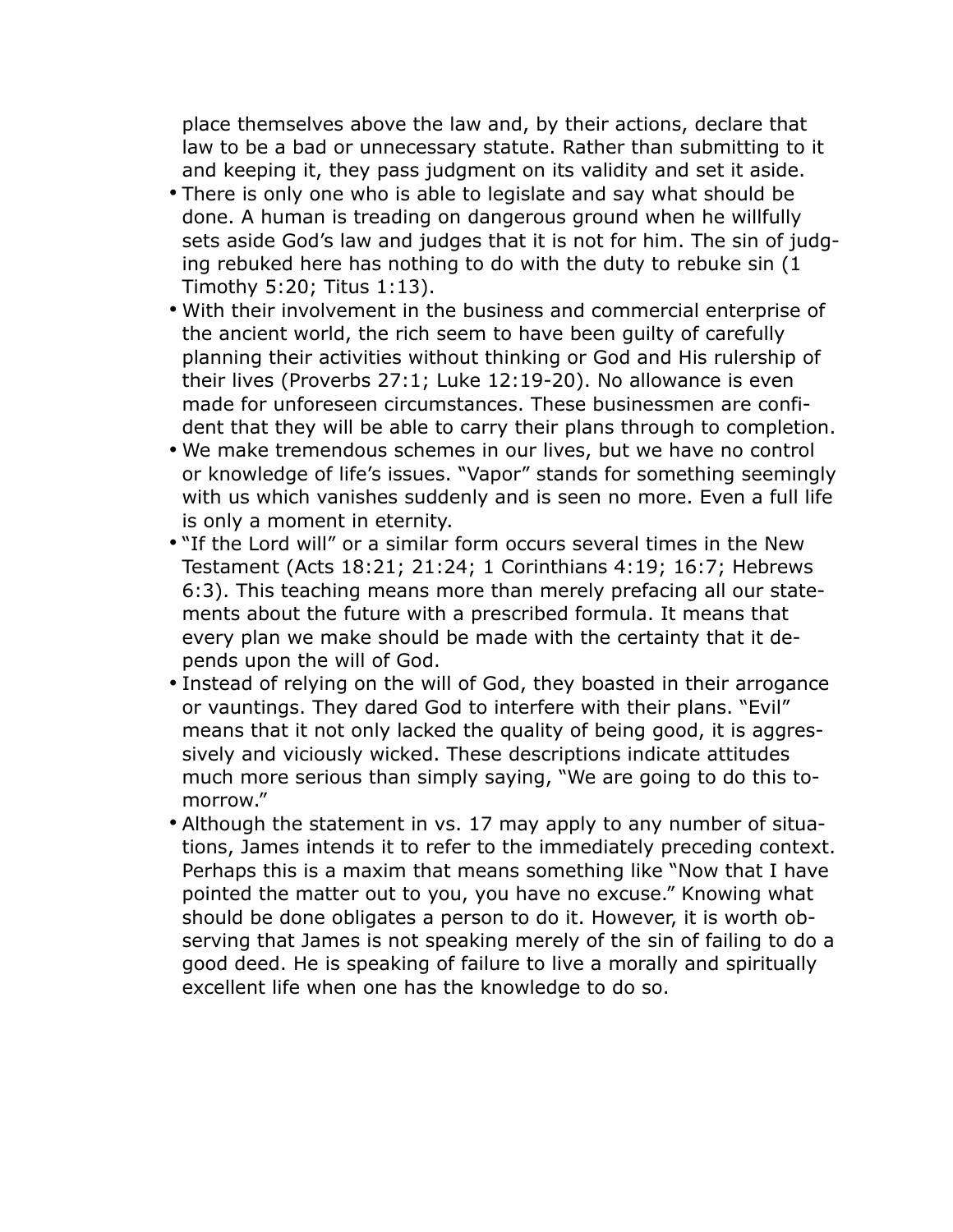place themselves above the law and, by their actions, declare that law to be a bad or unnecessary statute. Rather than submitting to it and keeping it, they pass judgment on its validity and set it aside.

- There is only one who is able to legislate and say what should be done. A human is treading on dangerous ground when he willfully sets aside God's law and judges that it is not for him. The sin of judging rebuked here has nothing to do with the duty to rebuke sin (1 Timothy 5:20; Titus 1:13).
- With their involvement in the business and commercial enterprise of the ancient world, the rich seem to have been guilty of carefully planning their activities without thinking or God and His rulership of their lives (Proverbs 27:1; Luke 12:19-20). No allowance is even made for unforeseen circumstances. These businessmen are confident that they will be able to carry their plans through to completion.
- We make tremendous schemes in our lives, but we have no control or knowledge of life's issues. "Vapor" stands for something seemingly with us which vanishes suddenly and is seen no more. Even a full life is only a moment in eternity.
- "If the Lord will" or a similar form occurs several times in the New Testament (Acts 18:21; 21:24; 1 Corinthians 4:19; 16:7; Hebrews 6:3). This teaching means more than merely prefacing all our statements about the future with a prescribed formula. It means that every plan we make should be made with the certainty that it depends upon the will of God.
- Instead of relying on the will of God, they boasted in their arrogance or vauntings. They dared God to interfere with their plans. "Evil" means that it not only lacked the quality of being good, it is aggressively and viciously wicked. These descriptions indicate attitudes much more serious than simply saying, "We are going to do this tomorrow."
- Although the statement in vs. 17 may apply to any number of situations, James intends it to refer to the immediately preceding context. Perhaps this is a maxim that means something like "Now that I have pointed the matter out to you, you have no excuse." Knowing what should be done obligates a person to do it. However, it is worth observing that James is not speaking merely of the sin of failing to do a good deed. He is speaking of failure to live a morally and spiritually excellent life when one has the knowledge to do so.